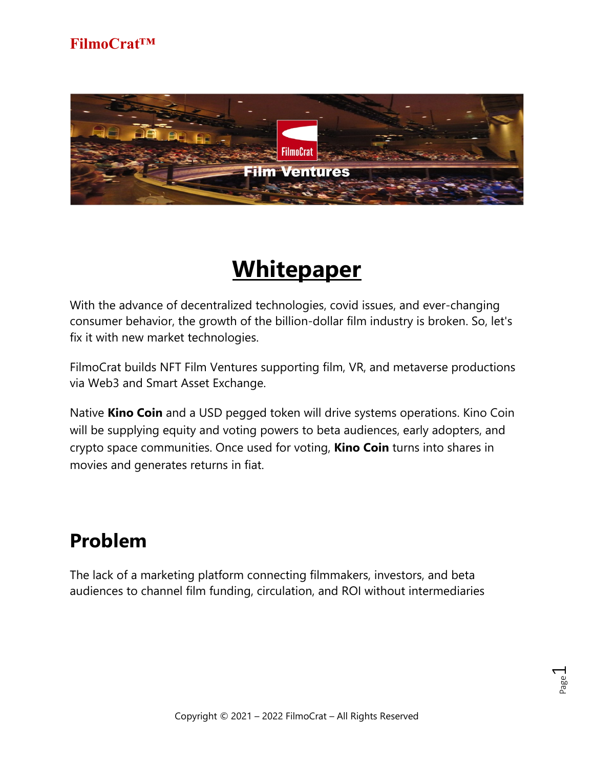# Whitepaper

With the advance of decentralized technologies, covid issues, and ever-changing consumer behavior, the growth of the billion-dollar film industry is broken. So, let's fix it with new market technologies.

FilmoCrat builds NFT Film Ventures supporting film, VR, and metaverse productions via Web3 and Smart Asset Exchange.

Native **Kino Coin** and a USD pegged token will drive systems operations. Kino Coin will be supplying equity and voting powers to beta audiences, early adopters, and crypto space communities. Once used for voting, **Kino Coin** turns into shares in movies and generates returns in fiat.

## Problem

The lack of a marketing platform connecting filmmakers, investors, and beta audiences to channel film funding, circulation, and ROI without intermediaries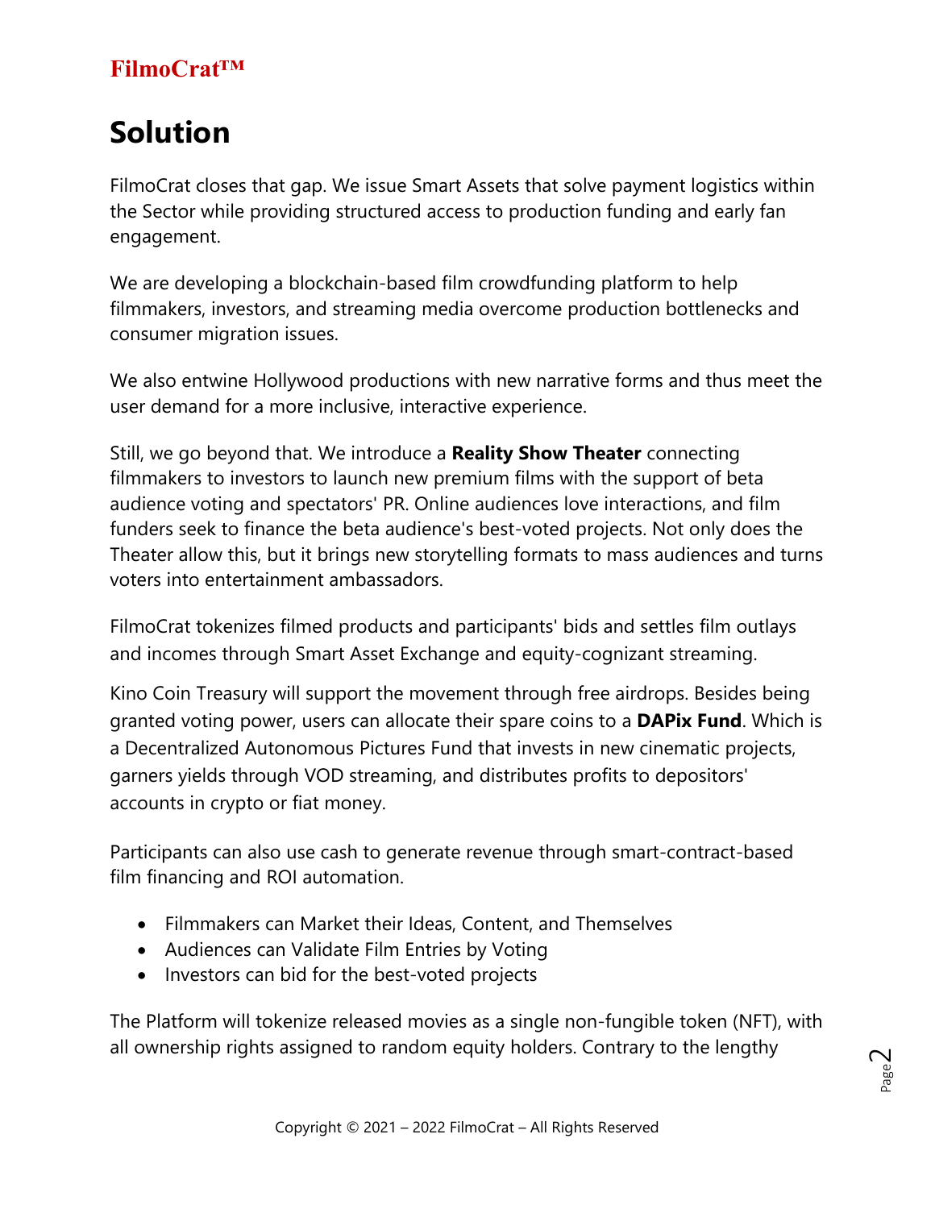## Solution

FilmoCrat closes that gap. We issue Smart Assets that solve payment logistics within the Sector while providing structured access to production funding and early fan engagement.

We are developing a blockchain-based film crowdfunding platform to help filmmakers, investors, and streaming media overcome production bottlenecks and consumer migration issues.

We also entwine Hollywood productions with new narrative forms and thus meet the user demand for a more inclusive, interactive experience.

Still, we go beyond that. We introduce a **Reality Show Theater** connecting filmmakers to investors to launch new premium films with the support of beta audience voting and spectators' PR. Online audiences love interactions, and film funders seek to finance the beta audience's best-voted projects. Not only does the Theater allow this, but it brings new storytelling formats to mass audiences and turns voters into entertainment ambassadors.

FilmoCrat tokenizes filmed products and participants' bids and settles film outlays and incomes through Smart Asset Exchange and equity-cognizant streaming.

Kino Coin Treasury will support the movement through free airdrops. Besides being granted voting power, users can allocate their spare coins to a **DAPix Fund**. Which is a Decentralized Autonomous Pictures Fund that invests in new cinematic projects, garners yields through VOD streaming, and distributes profits to depositors' accounts in crypto or fiat money.

Participants can also use cash to generate revenue through smart-contract-based film financing and ROI automation.

- Filmmakers can Market their Ideas, Content, and Themselves
- Audiences can Validate Film Entries by Voting
- Investors can bid for the best-voted projects

The Platform will tokenize released movies as a single non-fungible token (NFT), with all ownership rights assigned to random equity holders. Contrary to the lengthy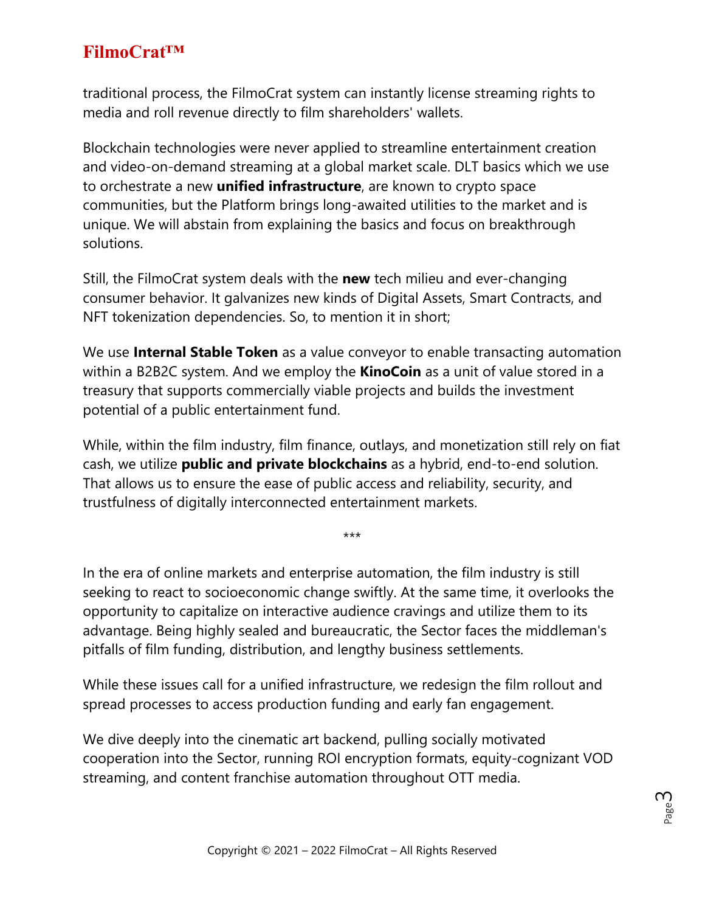traditional process, the FilmoCrat system can instantly license streaming rights to media and roll revenue directly to film shareholders' wallets.

Blockchain technologies were never applied to streamline entertainment creation and video-on-demand streaming at a global market scale. DLT basics which we use to orchestrate a new **unified infrastructure**, are known to crypto space communities, but the Platform brings long-awaited utilities to the market and is unique. We will abstain from explaining the basics and focus on breakthrough solutions.

Still, the FilmoCrat system deals with the **new** tech milieu and ever-changing consumer behavior. It galvanizes new kinds of Digital Assets, Smart Contracts, and NFT tokenization dependencies. So, to mention it in short;

We use **Internal Stable Token** as a value conveyor to enable transacting automation within a B2B2C system. And we employ the **KinoCoin** as a unit of value stored in a treasury that supports commercially viable projects and builds the investment potential of a public entertainment fund.

While, within the film industry, film finance, outlays, and monetization still rely on fiat cash, we utilize **public and private blockchains** as a hybrid, end-to-end solution. That allows us to ensure the ease of public access and reliability, security, and trustfulness of digitally interconnected entertainment markets.

\*\*\*

In the era of online markets and enterprise automation, the film industry is still seeking to react to socioeconomic change swiftly. At the same time, it overlooks the opportunity to capitalize on interactive audience cravings and utilize them to its advantage. Being highly sealed and bureaucratic, the Sector faces the middleman's pitfalls of film funding, distribution, and lengthy business settlements.

While these issues call for a unified infrastructure, we redesign the film rollout and spread processes to access production funding and early fan engagement.

We dive deeply into the cinematic art backend, pulling socially motivated cooperation into the Sector, running ROI encryption formats, equity-cognizant VOD streaming, and content franchise automation throughout OTT media.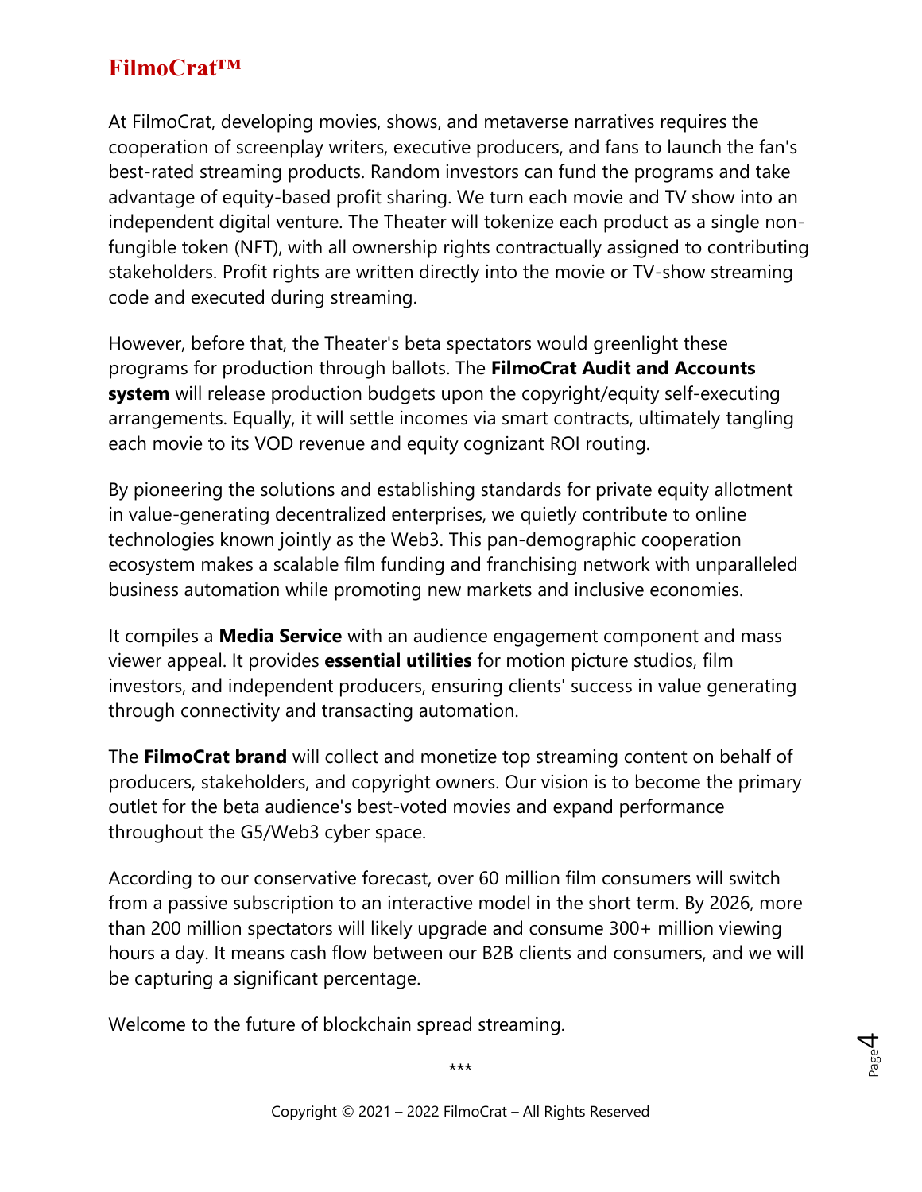# FilmoCrat™

At FilmoCrat, developing movies, shows, and metaverse narratives requires the cooperation of screenplay writers, executive producers, and fans to launch the fan's best-rated streaming products. Random investors can fund the programs and take advantage of equity-based profit sharing. We turn each movie and TV show into an independent digital venture. The Theater will tokenize each product as a single non-fungible token (NFT), with all ownership rights contractually assigned to contributing stakeholders. Profit rights are written directly into the movie or TV-show streaming code and executed during streaming.

However, before that, the Theater's beta spectators would greenlight these programs for production through ballots. The **FilmoCrat Audit and Accounts system** will release production budgets upon the copyright/equity self-executing arrangements. Equally, it will settle incomes via smart contracts, ultimately tangling each movie to its VOD revenue and equity cognizant ROI routing.

By pioneering the solutions and establishing standards for private equity allotment in value-generating decentralized enterprises, we quietly contribute to online technologies known jointly as the Web3. This pan-demographic cooperation ecosystem makes a scalable film funding and franchising network with unparalleled business automation while promoting new markets and inclusive economies.

It compiles a **Media Service** with an audience engagement component and mass viewer appeal. It provides **essential utilities** for motion picture studios, film investors, and independent producers, ensuring clients' success in value generating through connectivity and transacting automation.

The **FilmoCrat brand** will collect and monetize top streaming content on behalf of producers, stakeholders, and copyright owners. Our vision is to become the primary outlet for the beta audience's best-voted movies and expand performance throughout the G5/Web3 cyber space.

According to our conservative forecast, over 60 million film consumers will switch from a passive subscription to an interactive model in the short term. By 2026, more than 200 million spectators will likely upgrade and consume 300+ million viewing hours a day. It means cash flow between our B2B clients and consumers, and we will be capturing a significant percentage.

Welcome to the future of blockchain spread streaming.

***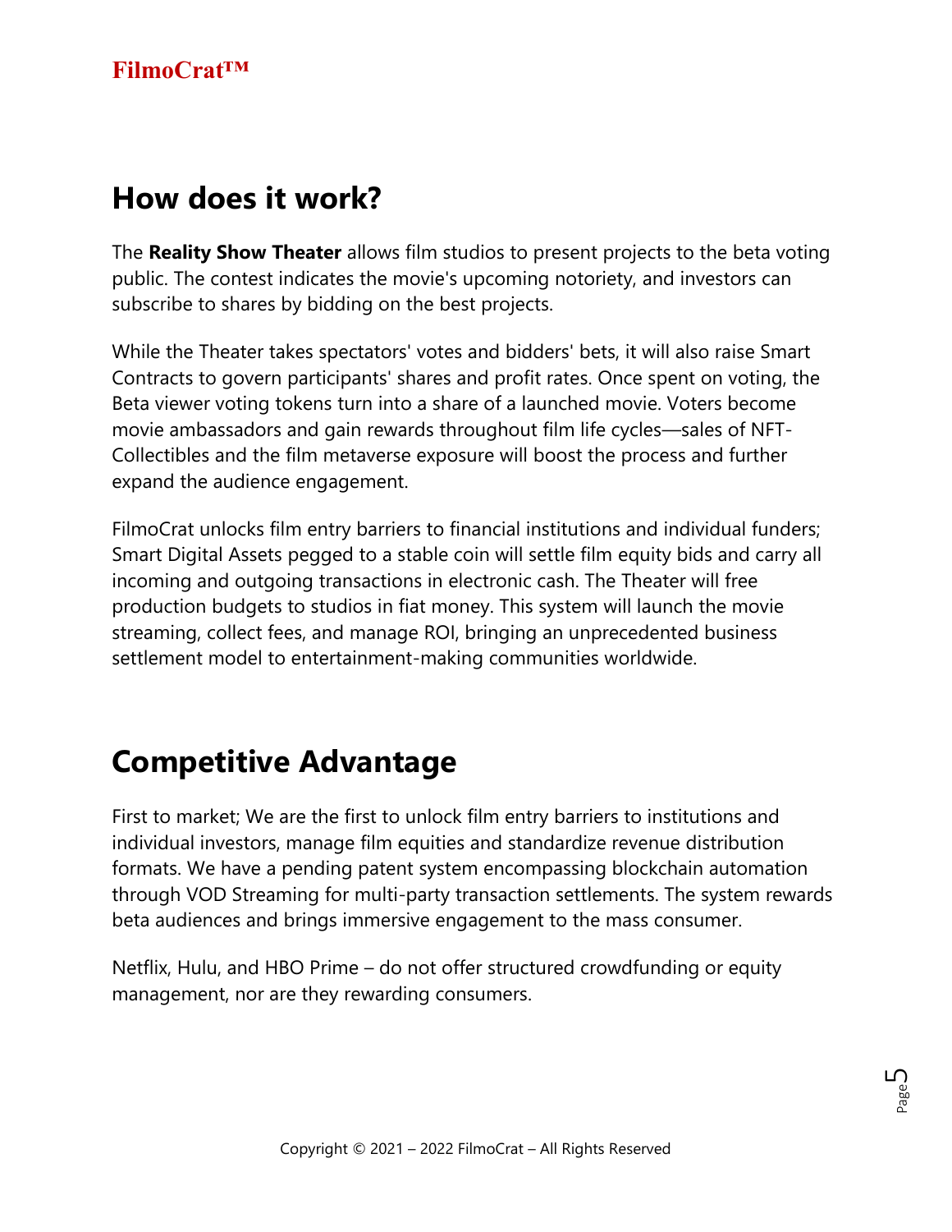## How does it work?

The **Reality Show Theater** allows film studios to present projects to the beta voting public. The contest indicates the movie's upcoming notoriety, and investors can subscribe to shares by bidding on the best projects.

While the Theater takes spectators' votes and bidders' bets, it will also raise Smart Contracts to govern participants' shares and profit rates. Once spent on voting, the Beta viewer voting tokens turn into a share of a launched movie. Voters become movie ambassadors and gain rewards throughout film life cycles—sales of NFT-Collectibles and the film metaverse exposure will boost the process and further expand the audience engagement.

FilmoCrat unlocks film entry barriers to financial institutions and individual funders; Smart Digital Assets pegged to a stable coin will settle film equity bids and carry all incoming and outgoing transactions in electronic cash. The Theater will free production budgets to studios in fiat money. This system will launch the movie streaming, collect fees, and manage ROI, bringing an unprecedented business settlement model to entertainment-making communities worldwide.

## Competitive Advantage

First to market; We are the first to unlock film entry barriers to institutions and individual investors, manage film equities and standardize revenue distribution formats. We have a pending patent system encompassing blockchain automation through VOD Streaming for multi-party transaction settlements. The system rewards beta audiences and brings immersive engagement to the mass consumer.

Netflix, Hulu, and HBO Prime – do not offer structured crowdfunding or equity management, nor are they rewarding consumers.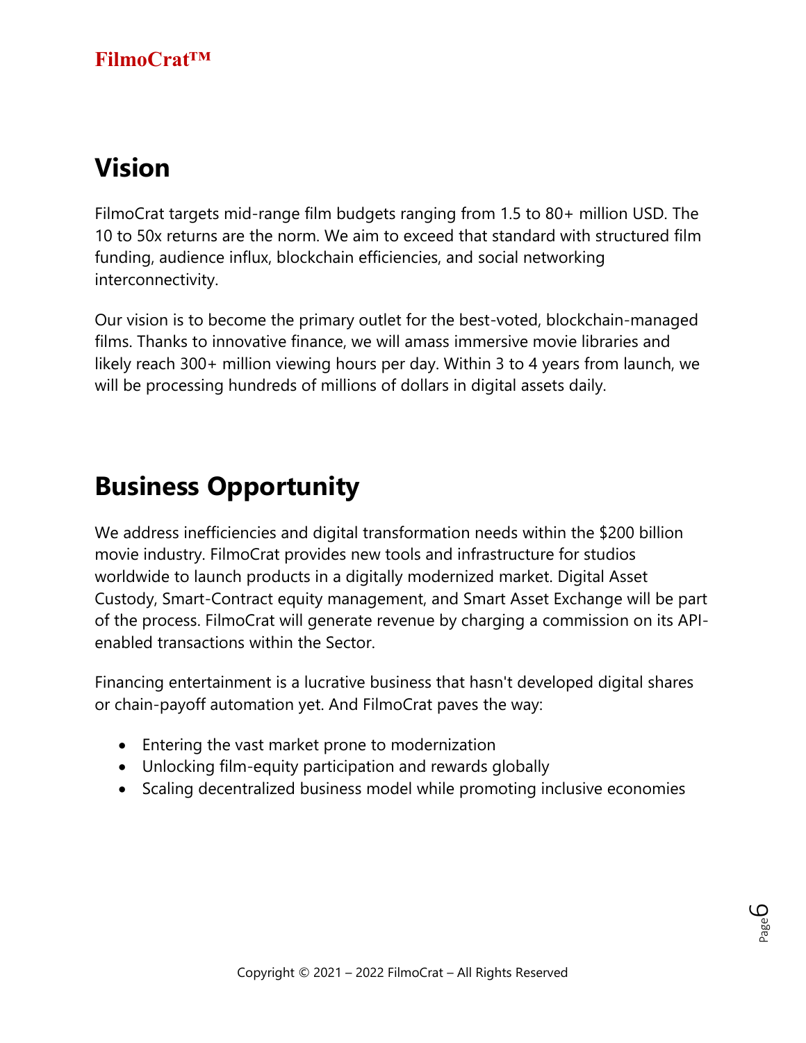# Vision

FilmoCrat targets mid-range film budgets ranging from 1.5 to 80+ million USD. The 10 to 50x returns are the norm. We aim to exceed that standard with structured film funding, audience influx, blockchain efficiencies, and social networking interconnectivity.

Our vision is to become the primary outlet for the best-voted, blockchain-managed films. Thanks to innovative finance, we will amass immersive movie libraries and likely reach 300+ million viewing hours per day. Within 3 to 4 years from launch, we will be processing hundreds of millions of dollars in digital assets daily.

# Business Opportunity

We address inefficiencies and digital transformation needs within the $200 billion movie industry. FilmoCrat provides new tools and infrastructure for studios worldwide to launch products in a digitally modernized market. Digital Asset Custody, Smart-Contract equity management, and Smart Asset Exchange will be part of the process. FilmoCrat will generate revenue by charging a commission on its API-enabled transactions within the Sector.

Financing entertainment is a lucrative business that hasn't developed digital shares or chain-payoff automation yet. And FilmoCrat paves the way:

- Entering the vast market prone to modernization
- Unlocking film-equity participation and rewards globally
- Scaling decentralized business model while promoting inclusive economies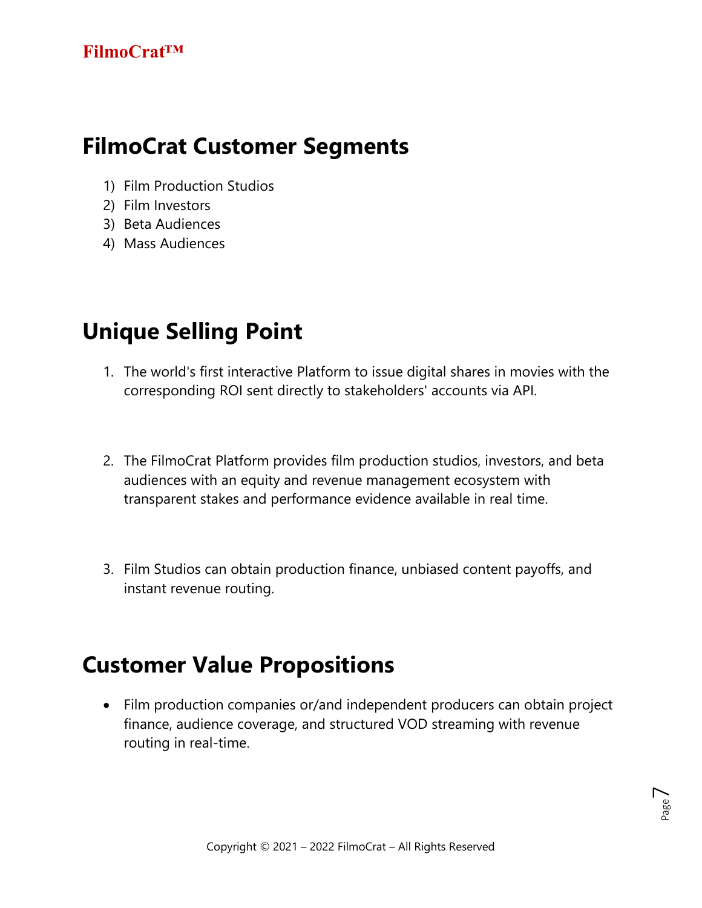## FilmoCrat Customer Segments

1) Film Production Studios
2) Film Investors
3) Beta Audiences
4) Mass Audiences

## Unique Selling Point

1. The world's first interactive Platform to issue digital shares in movies with the corresponding ROI sent directly to stakeholders' accounts via API.

2. The FilmoCrat Platform provides film production studios, investors, and beta audiences with an equity and revenue management ecosystem with transparent stakes and performance evidence available in real time.

3. Film Studios can obtain production finance, unbiased content payoffs, and instant revenue routing.

## Customer Value Propositions

- Film production companies or/and independent producers can obtain project finance, audience coverage, and structured VOD streaming with revenue routing in real-time.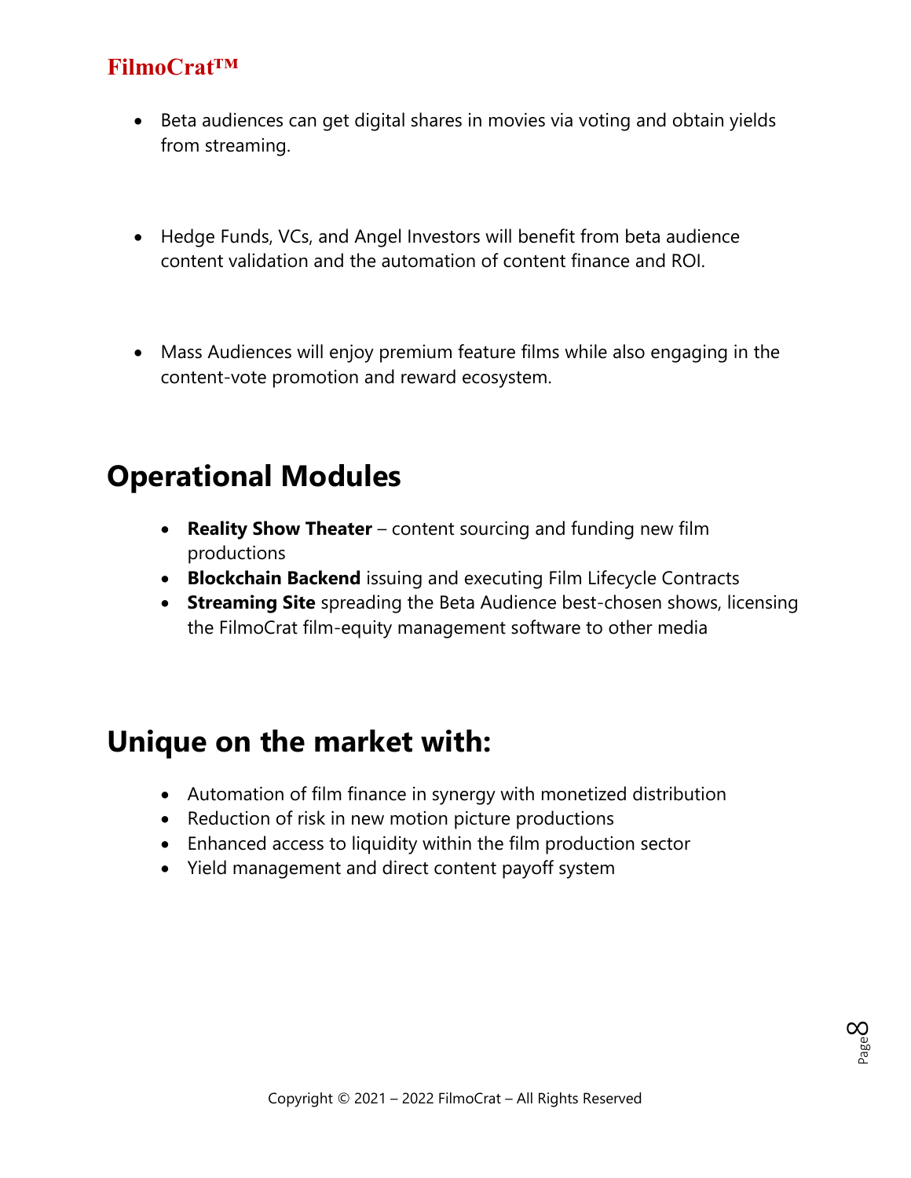- Beta audiences can get digital shares in movies via voting and obtain yields from streaming.

- Hedge Funds, VCs, and Angel Investors will benefit from beta audience content validation and the automation of content finance and ROI.

- Mass Audiences will enjoy premium feature films while also engaging in the content-vote promotion and reward ecosystem.

## Operational Modules

- **Reality Show Theater** – content sourcing and funding new film productions
- **Blockchain Backend** issuing and executing Film Lifecycle Contracts
- **Streaming Site** spreading the Beta Audience best-chosen shows, licensing the FilmoCrat film-equity management software to other media

## Unique on the market with:

- Automation of film finance in synergy with monetized distribution
- Reduction of risk in new motion picture productions
- Enhanced access to liquidity within the film production sector
- Yield management and direct content payoff system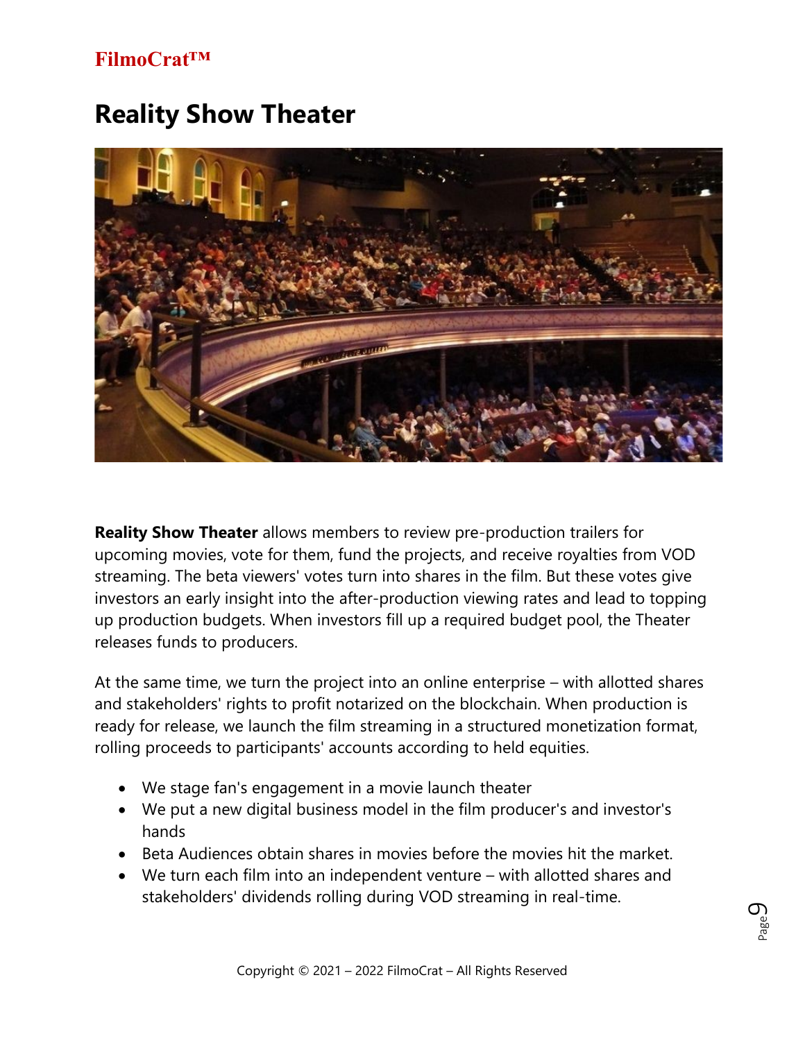# Reality Show Theater

**Reality Show Theater** allows members to review pre-production trailers for upcoming movies, vote for them, fund the projects, and receive royalties from VOD streaming. The beta viewers' votes turn into shares in the film. But these votes give investors an early insight into the after-production viewing rates and lead to topping up production budgets. When investors fill up a required budget pool, the Theater releases funds to producers.

At the same time, we turn the project into an online enterprise – with allotted shares and stakeholders' rights to profit notarized on the blockchain. When production is ready for release, we launch the film streaming in a structured monetization format, rolling proceeds to participants' accounts according to held equities.

- We stage fan's engagement in a movie launch theater
- We put a new digital business model in the film producer's and investor's hands
- Beta Audiences obtain shares in movies before the movies hit the market.
- We turn each film into an independent venture – with allotted shares and stakeholders' dividends rolling during VOD streaming in real-time.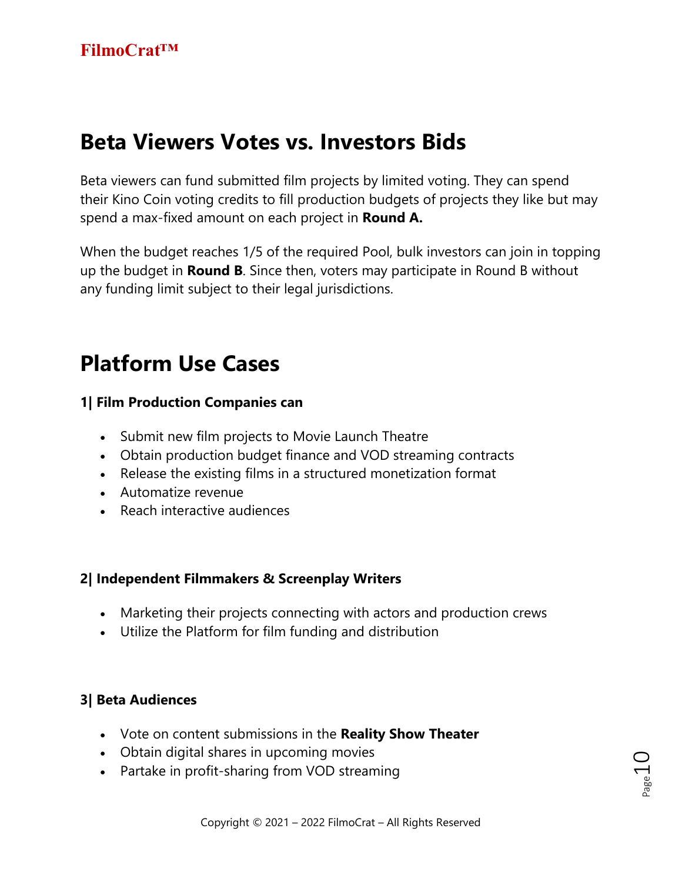## Beta Viewers Votes vs. Investors Bids

Beta viewers can fund submitted film projects by limited voting. They can spend their Kino Coin voting credits to fill production budgets of projects they like but may spend a max-fixed amount on each project in **Round A.**

When the budget reaches 1/5 of the required Pool, bulk investors can join in topping up the budget in **Round B**. Since then, voters may participate in Round B without any funding limit subject to their legal jurisdictions.

## Platform Use Cases

**1| Film Production Companies can**

- Submit new film projects to Movie Launch Theatre
- Obtain production budget finance and VOD streaming contracts
- Release the existing films in a structured monetization format
- Automatize revenue
- Reach interactive audiences

**2| Independent Filmmakers & Screenplay Writers**

- Marketing their projects connecting with actors and production crews
- Utilize the Platform for film funding and distribution

**3| Beta Audiences**

- Vote on content submissions in the **Reality Show Theater**
- Obtain digital shares in upcoming movies
- Partake in profit-sharing from VOD streaming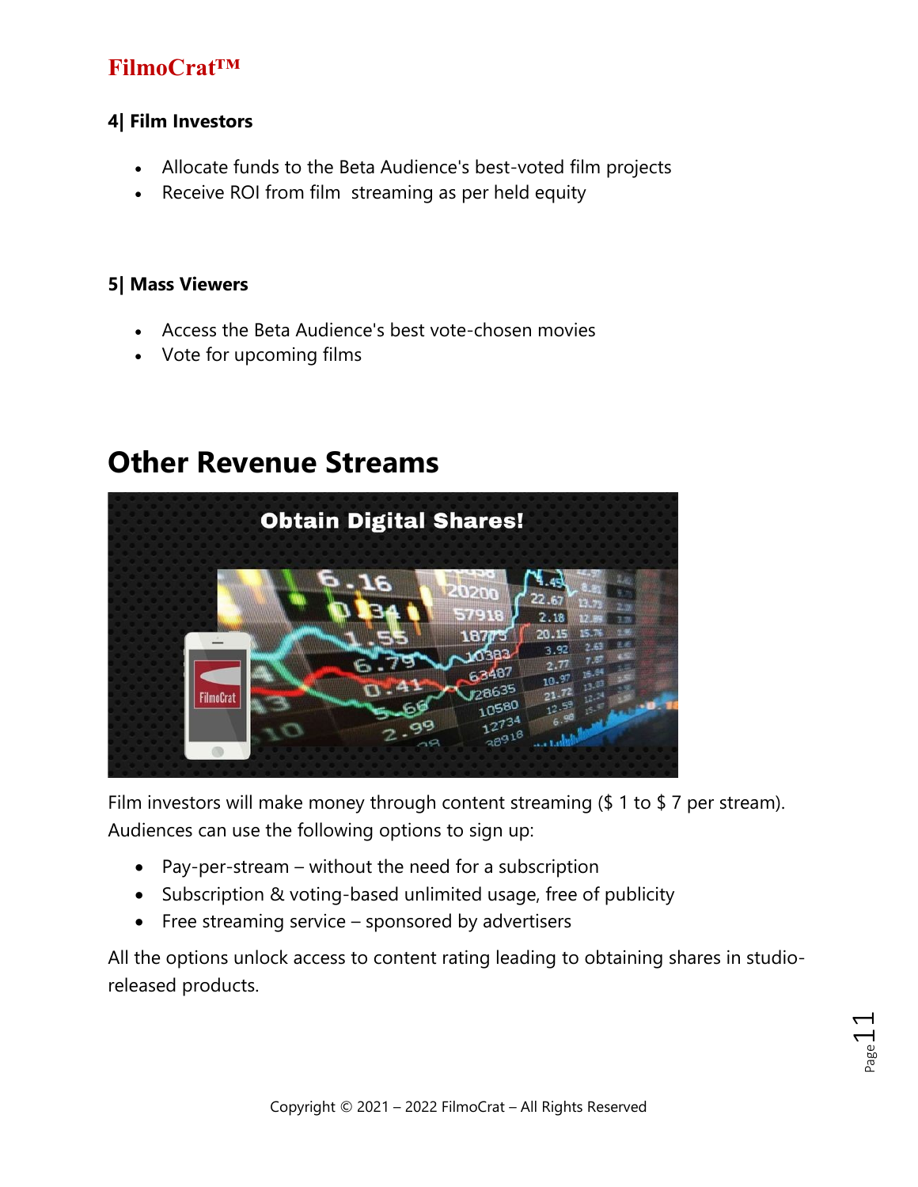### 4| Film Investors

- Allocate funds to the Beta Audience's best-voted film projects
- Receive ROI from film  streaming as per held equity

### 5| Mass Viewers

- Access the Beta Audience's best vote-chosen movies
- Vote for upcoming films

## Other Revenue Streams

Film investors will make money through content streaming ($ 1 to $ 7 per stream). Audiences can use the following options to sign up:

- Pay-per-stream – without the need for a subscription
- Subscription & voting-based unlimited usage, free of publicity
- Free streaming service – sponsored by advertisers

All the options unlock access to content rating leading to obtaining shares in studio-released products.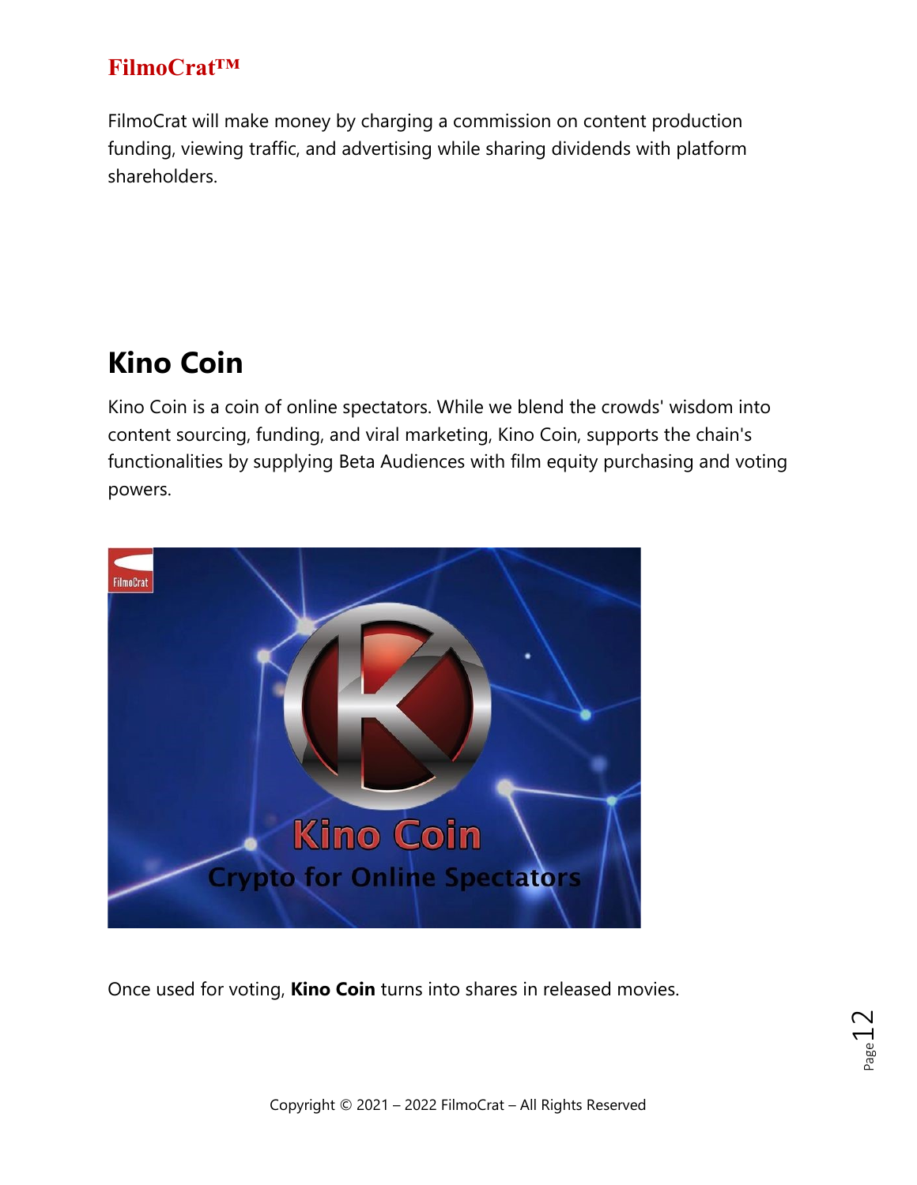FilmoCrat will make money by charging a commission on content production funding, viewing traffic, and advertising while sharing dividends with platform shareholders.

## Kino Coin

Kino Coin is a coin of online spectators. While we blend the crowds' wisdom into content sourcing, funding, and viral marketing, Kino Coin, supports the chain's functionalities by supplying Beta Audiences with film equity purchasing and voting powers.

Once used for voting, **Kino Coin** turns into shares in released movies.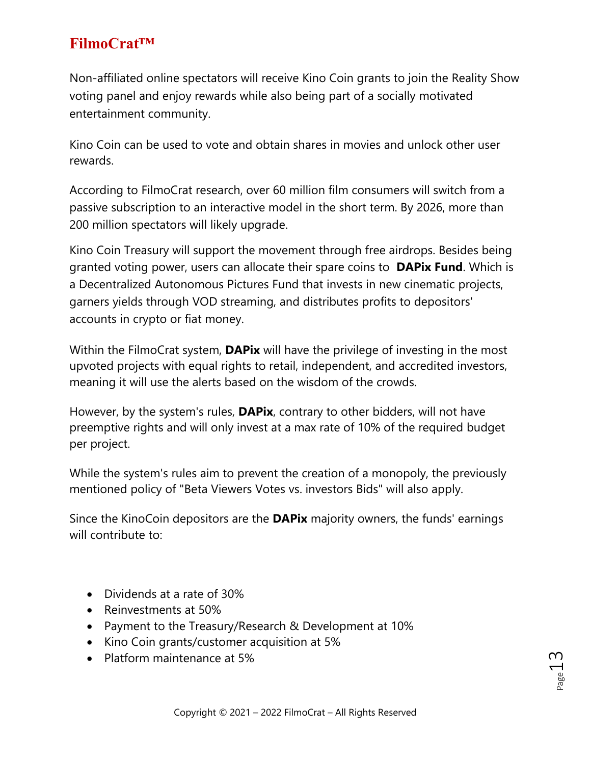Non-affiliated online spectators will receive Kino Coin grants to join the Reality Show voting panel and enjoy rewards while also being part of a socially motivated entertainment community.

Kino Coin can be used to vote and obtain shares in movies and unlock other user rewards.

According to FilmoCrat research, over 60 million film consumers will switch from a passive subscription to an interactive model in the short term. By 2026, more than 200 million spectators will likely upgrade.

Kino Coin Treasury will support the movement through free airdrops. Besides being granted voting power, users can allocate their spare coins to **DAPix Fund**. Which is a Decentralized Autonomous Pictures Fund that invests in new cinematic projects, garners yields through VOD streaming, and distributes profits to depositors' accounts in crypto or fiat money.

Within the FilmoCrat system, **DAPix** will have the privilege of investing in the most upvoted projects with equal rights to retail, independent, and accredited investors, meaning it will use the alerts based on the wisdom of the crowds.

However, by the system's rules, **DAPix**, contrary to other bidders, will not have preemptive rights and will only invest at a max rate of 10% of the required budget per project.

While the system's rules aim to prevent the creation of a monopoly, the previously mentioned policy of "Beta Viewers Votes vs. investors Bids" will also apply.

Since the KinoCoin depositors are the **DAPix** majority owners, the funds' earnings will contribute to:

- Dividends at a rate of 30%
- Reinvestments at 50%
- Payment to the Treasury/Research & Development at 10%
- Kino Coin grants/customer acquisition at 5%
- Platform maintenance at 5%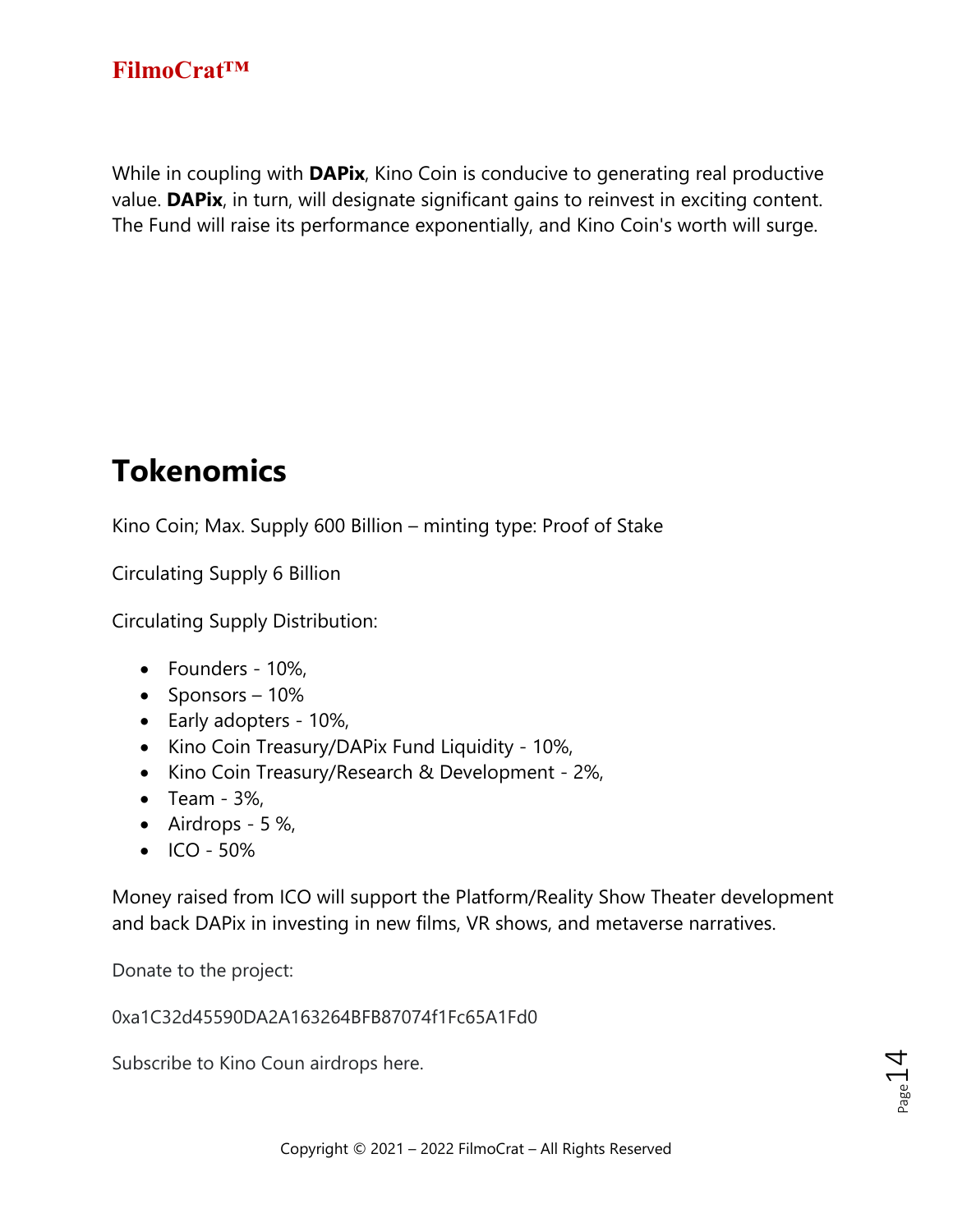While in coupling with **DAPix**, Kino Coin is conducive to generating real productive value. **DAPix**, in turn, will designate significant gains to reinvest in exciting content. The Fund will raise its performance exponentially, and Kino Coin's worth will surge.

## Tokenomics

Kino Coin; Max. Supply 600 Billion – minting type: Proof of Stake

Circulating Supply 6 Billion

Circulating Supply Distribution:

- Founders - 10%,
- Sponsors – 10%
- Early adopters - 10%,
- Kino Coin Treasury/DAPix Fund Liquidity - 10%,
- Kino Coin Treasury/Research & Development - 2%,
- Team - 3%,
- Airdrops - 5 %,
- ICO - 50%

Money raised from ICO will support the Platform/Reality Show Theater development and back DAPix in investing in new films, VR shows, and metaverse narratives.

Donate to the project:

0xa1C32d45590DA2A163264BFB87074f1Fc65A1Fd0

Subscribe to Kino Coun airdrops here.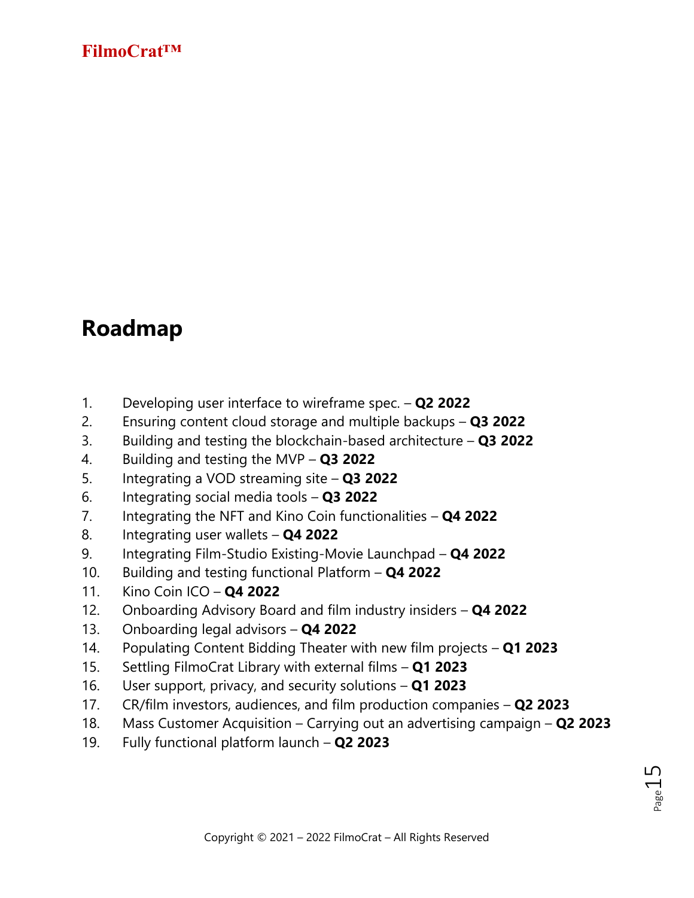## Roadmap

1. Developing user interface to wireframe spec. – **Q2 2022**
2. Ensuring content cloud storage and multiple backups – **Q3 2022**
3. Building and testing the blockchain-based architecture – **Q3 2022**
4. Building and testing the MVP – **Q3 2022**
5. Integrating a VOD streaming site – **Q3 2022**
6. Integrating social media tools – **Q3 2022**
7. Integrating the NFT and Kino Coin functionalities – **Q4 2022**
8. Integrating user wallets – **Q4 2022**
9. Integrating Film-Studio Existing-Movie Launchpad – **Q4 2022**
10. Building and testing functional Platform – **Q4 2022**
11. Kino Coin ICO – **Q4 2022**
12. Onboarding Advisory Board and film industry insiders – **Q4 2022**
13. Onboarding legal advisors – **Q4 2022**
14. Populating Content Bidding Theater with new film projects – **Q1 2023**
15. Settling FilmoCrat Library with external films – **Q1 2023**
16. User support, privacy, and security solutions – **Q1 2023**
17. CR/film investors, audiences, and film production companies – **Q2 2023**
18. Mass Customer Acquisition – Carrying out an advertising campaign – **Q2 2023**
19. Fully functional platform launch – **Q2 2023**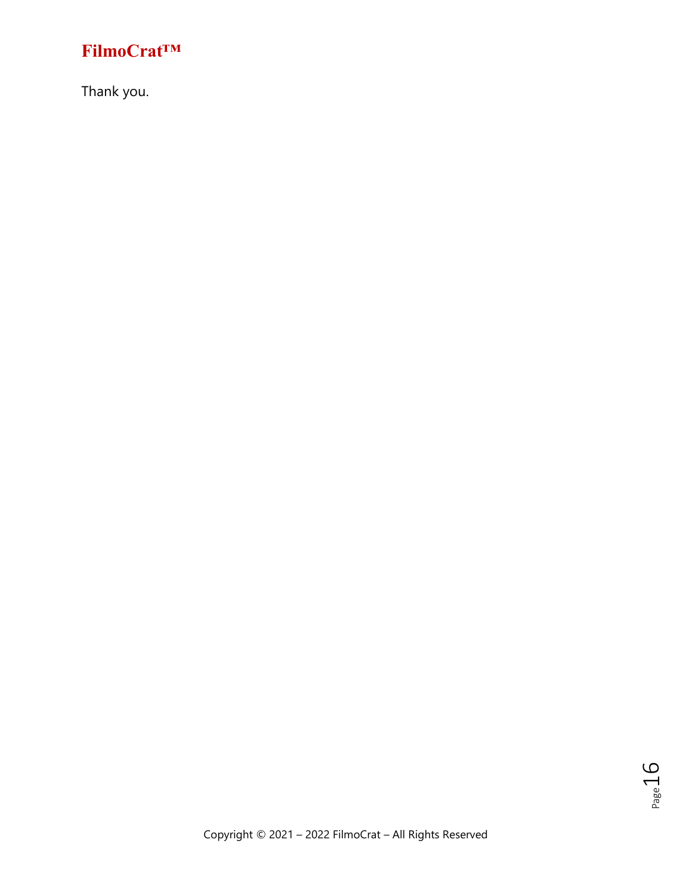Thank you.